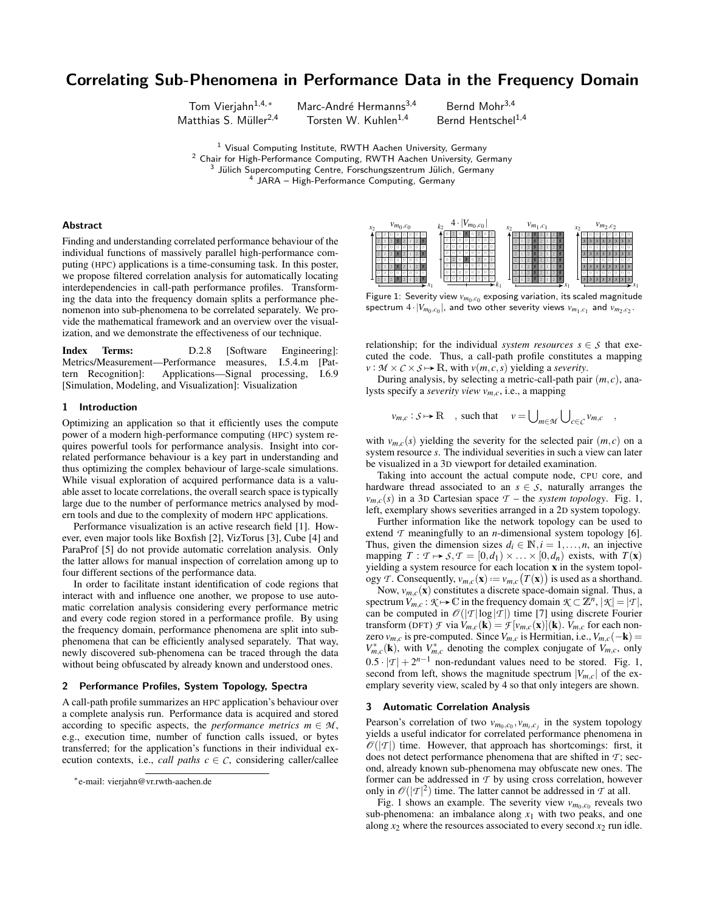# Correlating Sub-Phenomena in Performance Data in the Frequency Domain

Tom Vierjahn[1,4,*] Marc-André Hermanns[3,4] Bernd Mohr[3,4]
Matthias S. Müller[2,4] Torsten W. Kuhlen[1,4] Bernd Hentschel[1,4]

[1] Visual Computing Institute, RWTH Aachen University, Germany
[2] Chair for High-Performance Computing, RWTH Aachen University, Germany
[3] Jülich Supercomputing Centre, Forschungszentrum Jülich, Germany
[4] JARA – High-Performance Computing, Germany

### Abstract

Finding and understanding correlated performance behaviour of the individual functions of massively parallel high-performance computing (HPC) applications is a time-consuming task. In this poster, we propose filtered correlation analysis for automatically locating interdependencies in call-path performance profiles. Transforming the data into the frequency domain splits a performance phenomenon into sub-phenomena to be correlated separately. We provide the mathematical framework and an overview over the visualization, and we demonstrate the effectiveness of our technique.

**Index Terms:** D.2.8 [Software Engineering]: Metrics/Measurement—Performance measures, I.5.4.m [Pattern Recognition]: Applications—Signal processing, I.6.9 [Simulation, Modeling, and Visualization]: Visualization

## 1 Introduction

Optimizing an application so that it efficiently uses the compute power of a modern high-performance computing (HPC) system requires powerful tools for performance analysis. Insight into correlated performance behaviour is a key part in understanding and thus optimizing the complex behaviour of large-scale simulations. While visual exploration of acquired performance data is a valuable asset to locate correlations, the overall search space is typically large due to the number of performance metrics analysed by modern tools and due to the complexity of modern HPC applications.

Performance visualization is an active research field [1]. However, even major tools like Boxfish [2], VizTorus [3], Cube [4] and ParaProf [5] do not provide automatic correlation analysis. Only the latter allows for manual inspection of correlation among up to four different sections of the performance data.

In order to facilitate instant identification of code regions that interact with and influence one another, we propose to use automatic correlation analysis considering every performance metric and every code region stored in a performance profile. By using the frequency domain, performance phenomena are split into sub-phenomena that can be efficiently analysed separately. That way, newly discovered sub-phenomena can be traced through the data without being obfuscated by already known and understood ones.

## 2 Performance Profiles, System Topology, Spectra

A call-path profile summarizes an HPC application's behaviour over a complete analysis run. Performance data is acquired and stored according to specific aspects, the *performance metrics* $m \in \mathcal{M}$, e.g., execution time, number of function calls issued, or bytes transferred; for the application's functions in their individual execution contexts, i.e., *call paths* $c \in \mathcal{C}$, considering caller/callee relationship; for the individual *system resources* $s \in \mathcal{S}$ that executed the code. Thus, a call-path profile constitutes a mapping $v : \mathcal{M} \times \mathcal{C} \times \mathcal{S} \mapsto \mathbb{R}$, with $v(m,c,s)$ yielding a *severity*.

*e-mail: vierjahn@vr.rwth-aachen.de

Figure 1: Severity view $v_{m_0,c_0}$ exposing variation, its scaled magnitude spectrum $4 \cdot |V_{m_0,c_0}|$, and two other severity views $v_{m_1,c_1}$ and $v_{m_2,c_2}$.

During analysis, by selecting a metric-call-path pair $(m,c)$, analysts specify a *severity view* $v_{m,c}$, i.e., a mapping

$$v_{m,c} : \mathcal{S} \mapsto \mathbb{R} \quad , \text{ such that } \quad v = \bigcup_{m \in \mathcal{M}} \bigcup_{c \in \mathcal{C}} v_{m,c} \quad ,$$

with $v_{m,c}(s)$ yielding the severity for the selected pair $(m,c)$ on a system resource $s$. The individual severities in such a view can later be visualized in a 3D viewport for detailed examination.

Taking into account the actual compute node, CPU core, and hardware thread associated to an $s \in \mathcal{S}$, naturally arranges the $v_{m,c}(s)$ in a 3D Cartesian space $\mathcal{T}$ – the *system topology*. Fig. 1, left, exemplary shows severities arranged in a 2D system topology.

Further information like the network topology can be used to extend $\mathcal{T}$ meaningfully to an $n$-dimensional system topology [6]. Thus, given the dimension sizes $d_i \in \mathbb{N}, i = 1, \ldots, n$, an injective mapping $T : \mathcal{T} \mapsto \mathcal{S}, \mathcal{T} = [0,d_1) \times \ldots \times [0,d_n)$ exists, with $T(\mathbf{x})$ yielding a system resource for each location $\mathbf{x}$ in the system topology $\mathcal{T}$. Consequently, $v_{m,c}(\mathbf{x}) := v_{m,c}\big(T(\mathbf{x})\big)$ is used as a shorthand.

Now, $v_{m,c}(\mathbf{x})$ constitutes a discrete space-domain signal. Thus, a spectrum $V_{m,c} : \mathcal{K} \mapsto \mathbb{C}$ in the frequency domain $\mathcal{K} \subset \mathbb{Z}^n, |\mathcal{K}| = |\mathcal{T}|$, can be computed in $\mathcal{O}(|\mathcal{T}| \log |\mathcal{T}|)$ time [7] using discrete Fourier transform (DFT) $\mathcal{F}$ via $V_{m,c}(\mathbf{k}) = \mathcal{F}[v_{m,c}(\mathbf{x})](\mathbf{k})$. $V_{m,c}$ for each non-zero $v_{m,c}$ is pre-computed. Since $V_{m,c}$ is Hermitian, i.e., $V_{m,c}(-\mathbf{k}) = V^*_{m,c}(\mathbf{k})$, with $V^*_{m,c}$ denoting the complex conjugate of $V_{m,c}$, only $0.5 \cdot |\mathcal{T}| + 2^{n-1}$ non-redundant values need to be stored. Fig. 1, second from left, shows the magnitude spectrum $|V_{m,c}|$ of the exemplary severity view, scaled by 4 so that only integers are shown.

## 3 Automatic Correlation Analysis

Pearson's correlation of two $v_{m_0,c_0}, v_{m_i,c_j}$ in the system topology yields a useful indicator for correlated performance phenomena in $\mathcal{O}(|\mathcal{T}|)$ time. However, that approach has shortcomings: first, it does not detect performance phenomena that are shifted in $\mathcal{T}$; second, already known sub-phenomena may obfuscate new ones. The former can be addressed in $\mathcal{T}$ by using cross correlation, however only in $\mathcal{O}(|\mathcal{T}|^2)$ time. The latter cannot be addressed in $\mathcal{T}$ at all.

Fig. 1 shows an example. The severity view $v_{m_0,c_0}$ reveals two sub-phenomena: an imbalance along $x_1$ with two peaks, and one along $x_2$ where the resources associated to every second $x_2$ run idle.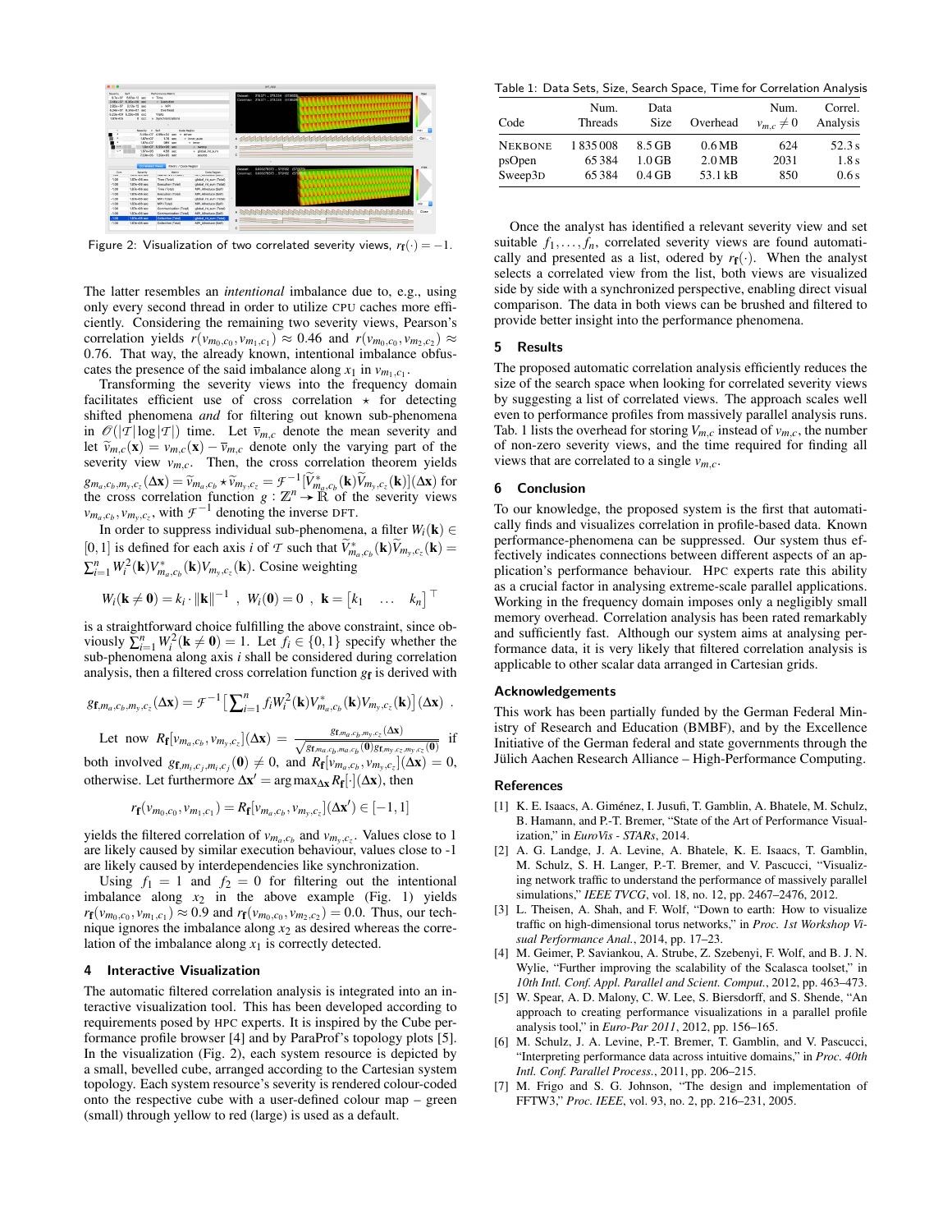Figure 2: Visualization of two correlated severity views, $r_{\mathbf{f}}(\cdot) = -1$.

The latter resembles an *intentional* imbalance due to, e.g., using only every second thread in order to utilize CPU caches more efficiently. Considering the remaining two severity views, Pearson's correlation yields $r(v_{m_0,c_0}, v_{m_1,c_1}) \approx 0.46$ and $r(v_{m_0,c_0}, v_{m_2,c_2}) \approx 0.76$. That way, the already known, intentional imbalance obfuscates the presence of the said imbalance along $x_1$ in $v_{m_1,c_1}$.

Transforming the severity views into the frequency domain facilitates efficient use of cross correlation $\star$ for detecting shifted phenomena *and* for filtering out known sub-phenomena in $\mathcal{O}(|\mathcal{T}| \log |\mathcal{T}|)$ time. Let $\overline{v}_{m,c}$ denote the mean severity and let $\widetilde{v}_{m,c}(\mathbf{x}) = v_{m,c}(\mathbf{x}) - \overline{v}_{m,c}$ denote only the varying part of the severity view $v_{m,c}$. Then, the cross correlation theorem yields $g_{m_a,c_b,m_y,c_z}(\Delta\mathbf{x}) = \widetilde{v}_{m_a,c_b} \star \widetilde{v}_{m_y,c_z} = \mathcal{F}^{-1}[\widetilde{V}^*_{m_a,c_b}(\mathbf{k})\widetilde{V}_{m_y,c_z}(\mathbf{k})](\Delta\mathbf{x})$ for the cross correlation function $g : \mathbb{Z}^n \to \mathbb{R}$ of the severity views $v_{m_a,c_b}, v_{m_y,c_z}$, with $\mathcal{F}^{-1}$ denoting the inverse DFT.

In order to suppress individual sub-phenomena, a filter $W_i(\mathbf{k}) \in [0,1]$ is defined for each axis $i$ of $\mathcal{T}$ such that $\widetilde{V}^*_{m_a,c_b}(\mathbf{k})\widetilde{V}_{m_y,c_z}(\mathbf{k}) = \sum_{i=1}^{n} W_i^2(\mathbf{k}) V^*_{m_a,c_b}(\mathbf{k}) V_{m_y,c_z}(\mathbf{k})$. Cosine weighting

$$W_i(\mathbf{k} \neq \mathbf{0}) = k_i \cdot \|\mathbf{k}\|^{-1} \ , \ W_i(\mathbf{0}) = 0 \ , \ \mathbf{k} = \begin{bmatrix} k_1 & \dots & k_n \end{bmatrix}^\top$$

is a straightforward choice fulfilling the above constraint, since obviously $\sum_{i=1}^{n} W_i^2(\mathbf{k} \neq \mathbf{0}) = 1$. Let $f_i \in \{0,1\}$ specify whether the sub-phenomena along axis $i$ shall be considered during correlation analysis, then a filtered cross correlation function $g_{\mathbf{f}}$ is derived with

$$g_{\mathbf{f},m_a,c_b,m_y,c_z}(\Delta\mathbf{x}) = \mathcal{F}^{-1}\left[\sum_{i=1}^{n} f_i W_i^2(\mathbf{k}) V^*_{m_a,c_b}(\mathbf{k}) V_{m_y,c_z}(\mathbf{k})\right](\Delta\mathbf{x}) \ .$$

Let now $R_{\mathbf{f}}[v_{m_a,c_b}, v_{m_y,c_z}](\Delta\mathbf{x}) = \frac{g_{\mathbf{f},m_a,c_b,m_y,c_z}(\Delta\mathbf{x})}{\sqrt{g_{\mathbf{f},m_a,c_b,m_a,c_b}(\mathbf{0})\, g_{\mathbf{f},m_y,c_z,m_y,c_z}(\mathbf{0})}}$ if both involved $g_{\mathbf{f},m_i,c_j,m_i,c_j}(\mathbf{0}) \neq 0$, and $R_{\mathbf{f}}[v_{m_a,c_b}, v_{m_y,c_z}](\Delta\mathbf{x}) = 0$, otherwise. Let furthermore $\Delta\mathbf{x}' = \arg\max_{\Delta\mathbf{x}} R_{\mathbf{f}}[\cdot](\Delta\mathbf{x})$, then

$$r_{\mathbf{f}}(v_{m_0,c_0}, v_{m_1,c_1}) = R_{\mathbf{f}}[v_{m_a,c_b}, v_{m_y,c_z}](\Delta\mathbf{x}') \in [-1, 1]$$

yields the filtered correlation of $v_{m_a,c_b}$ and $v_{m_y,c_z}$. Values close to 1 are likely caused by similar execution behaviour, values close to -1 are likely caused by interdependencies like synchronization.

Using $f_1 = 1$ and $f_2 = 0$ for filtering out the intentional imbalance along $x_2$ in the above example (Fig. 1) yields $r_{\mathbf{f}}(v_{m_0,c_0}, v_{m_1,c_1}) \approx 0.9$ and $r_{\mathbf{f}}(v_{m_0,c_0}, v_{m_2,c_2}) = 0.0$. Thus, our technique ignores the imbalance along $x_2$ as desired whereas the correlation of the imbalance along $x_1$ is correctly detected.

## 4 Interactive Visualization

The automatic filtered correlation analysis is integrated into an interactive visualization tool. This has been developed according to requirements posed by HPC experts. It is inspired by the Cube performance profile browser [4] and by ParaProf's topology plots [5]. In the visualization (Fig. 2), each system resource is depicted by a small, bevelled cube, arranged according to the Cartesian system topology. Each system resource's severity is rendered colour-coded onto the respective cube with a user-defined colour map – green (small) through yellow to red (large) is used as a default.

Table 1: Data Sets, Size, Search Space, Time for Correlation Analysis

| Code | Num. Threads | Data Size | Overhead | Num. $v_{m,c} \neq 0$ | Correl. Analysis |
|---|---|---|---|---|---|
| NEKBONE | 1 835 008 | 8.5 GB | 0.6 MB | 624 | 52.3 s |
| psOpen | 65 384 | 1.0 GB | 2.0 MB | 2031 | 1.8 s |
| SWEEP3D | 65 384 | 0.4 GB | 53.1 kB | 850 | 0.6 s |

Once the analyst has identified a relevant severity view and set suitable $f_1, \dots, f_n$, correlated severity views are found automatically and presented as a list, odered by $r_{\mathbf{f}}(\cdot)$. When the analyst selects a correlated view from the list, both views are visualized side by side with a synchronized perspective, enabling direct visual comparison. The data in both views can be brushed and filtered to provide better insight into the performance phenomena.

## 5 Results

The proposed automatic correlation analysis efficiently reduces the size of the search space when looking for correlated severity views by suggesting a list of correlated views. The approach scales well even to performance profiles from massively parallel analysis runs. Tab. 1 lists the overhead for storing $V_{m,c}$ instead of $v_{m,c}$, the number of non-zero severity views, and the time required for finding all views that are correlated to a single $v_{m,c}$.

## 6 Conclusion

To our knowledge, the proposed system is the first that automatically finds and visualizes correlation in profile-based data. Known performance-phenomena can be suppressed. Our system thus effectively indicates connections between different aspects of an application's performance behaviour. HPC experts rate this ability as a crucial factor in analysing extreme-scale parallel applications. Working in the frequency domain imposes only a negligibly small memory overhead. Correlation analysis has been rated remarkably and sufficiently fast. Although our system aims at analysing performance data, it is very likely that filtered correlation analysis is applicable to other scalar data arranged in Cartesian grids.

## Acknowledgements

This work has been partially funded by the German Federal Ministry of Research and Education (BMBF), and by the Excellence Initiative of the German federal and state governments through the Jülich Aachen Research Alliance – High-Performance Computing.

## References

[1] K. E. Isaacs, A. Giménez, I. Jusufi, T. Gamblin, A. Bhatele, M. Schulz, B. Hamann, and P.-T. Bremer, "State of the Art of Performance Visualization," in *EuroVis - STARs*, 2014.

[2] A. G. Landge, J. A. Levine, A. Bhatele, K. E. Isaacs, T. Gamblin, M. Schulz, S. H. Langer, P.-T. Bremer, and V. Pascucci, "Visualizing network traffic to understand the performance of massively parallel simulations," *IEEE TVCG*, vol. 18, no. 12, pp. 2467–2476, 2012.

[3] L. Theisen, A. Shah, and F. Wolf, "Down to earth: How to visualize traffic on high-dimensional torus networks," in *Proc. 1st Workshop Visual Performance Anal.*, 2014, pp. 17–23.

[4] M. Geimer, P. Saviankou, A. Strube, Z. Szebenyi, F. Wolf, and B. J. N. Wylie, "Further improving the scalability of the Scalasca toolset," in *10th Intl. Conf. Appl. Parallel and Scient. Comput.*, 2012, pp. 463–473.

[5] W. Spear, A. D. Malony, C. W. Lee, S. Biersdorff, and S. Shende, "An approach to creating performance visualizations in a parallel profile analysis tool," in *Euro-Par 2011*, 2012, pp. 156–165.

[6] M. Schulz, J. A. Levine, P.-T. Bremer, T. Gamblin, and V. Pascucci, "Interpreting performance data across intuitive domains," in *Proc. 40th Intl. Conf. Parallel Process.*, 2011, pp. 206–215.

[7] M. Frigo and S. G. Johnson, "The design and implementation of FFTW3," *Proc. IEEE*, vol. 93, no. 2, pp. 216–231, 2005.